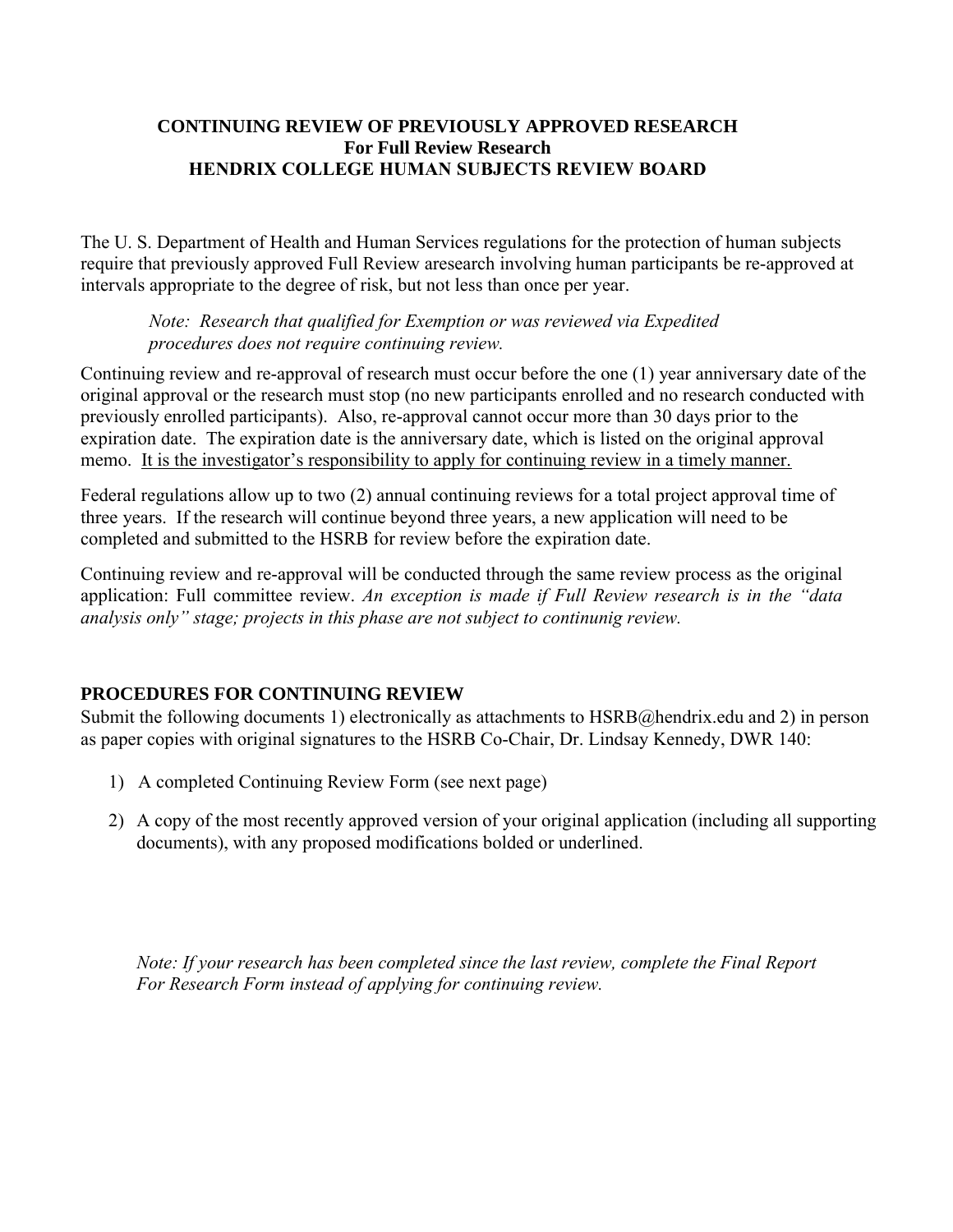**CONTINUING REVIEW OF PREVIOUSLY APPROVED RESEARCH**
**For Full Review Research**
**HENDRIX COLLEGE HUMAN SUBJECTS REVIEW BOARD**

The U. S. Department of Health and Human Services regulations for the protection of human subjects require that previously approved Full Review aresearch involving human participants be re-approved at intervals appropriate to the degree of risk, but not less than once per year.

> *Note: Research that qualified for Exemption or was reviewed via Expedited procedures does not require continuing review.*

Continuing review and re-approval of research must occur before the one (1) year anniversary date of the original approval or the research must stop (no new participants enrolled and no research conducted with previously enrolled participants). Also, re-approval cannot occur more than 30 days prior to the expiration date. The expiration date is the anniversary date, which is listed on the original approval memo. <u>It is the investigator's responsibility to apply for continuing review in a timely manner.</u>

Federal regulations allow up to two (2) annual continuing reviews for a total project approval time of three years. If the research will continue beyond three years, a new application will need to be completed and submitted to the HSRB for review before the expiration date.

Continuing review and re-approval will be conducted through the same review process as the original application: Full committee review. *An exception is made if Full Review research is in the "data analysis only" stage; projects in this phase are not subject to continunig review.*

## PROCEDURES FOR CONTINUING REVIEW

Submit the following documents 1) electronically as attachments to HSRB@hendrix.edu and 2) in person as paper copies with original signatures to the HSRB Co-Chair, Dr. Lindsay Kennedy, DWR 140:

1) A completed Continuing Review Form (see next page)
2) A copy of the most recently approved version of your original application (including all supporting documents), with any proposed modifications bolded or underlined.

*Note: If your research has been completed since the last review, complete the Final Report For Research Form instead of applying for continuing review.*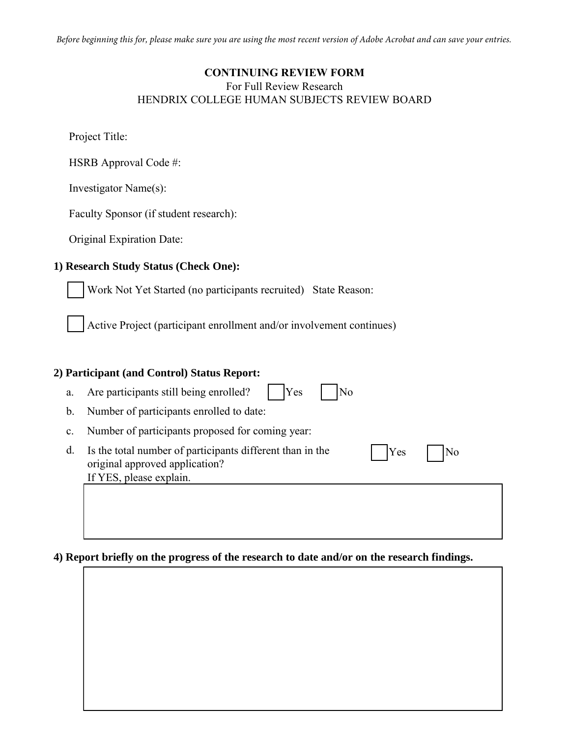*Before beginning this for, please make sure you are using the most recent version of Adobe Acrobat and can save your entries.*

**CONTINUING REVIEW FORM**

For Full Review Research

HENDRIX COLLEGE HUMAN SUBJECTS REVIEW BOARD

Project Title:

HSRB Approval Code #:

Investigator Name(s):

Faculty Sponsor (if student research):

Original Expiration Date:

**1) Research Study Status (Check One):**

☐ Work Not Yet Started (no participants recruited) State Reason:

☐ Active Project (participant enrollment and/or involvement continues)

**2) Participant (and Control) Status Report:**

a. Are participants still being enrolled? ☐ Yes ☐ No

b. Number of participants enrolled to date:

c. Number of participants proposed for coming year:

d. Is the total number of participants different than in the original approved application? ☐ Yes ☐ No
If YES, please explain.

**4) Report briefly on the progress of the research to date and/or on the research findings.**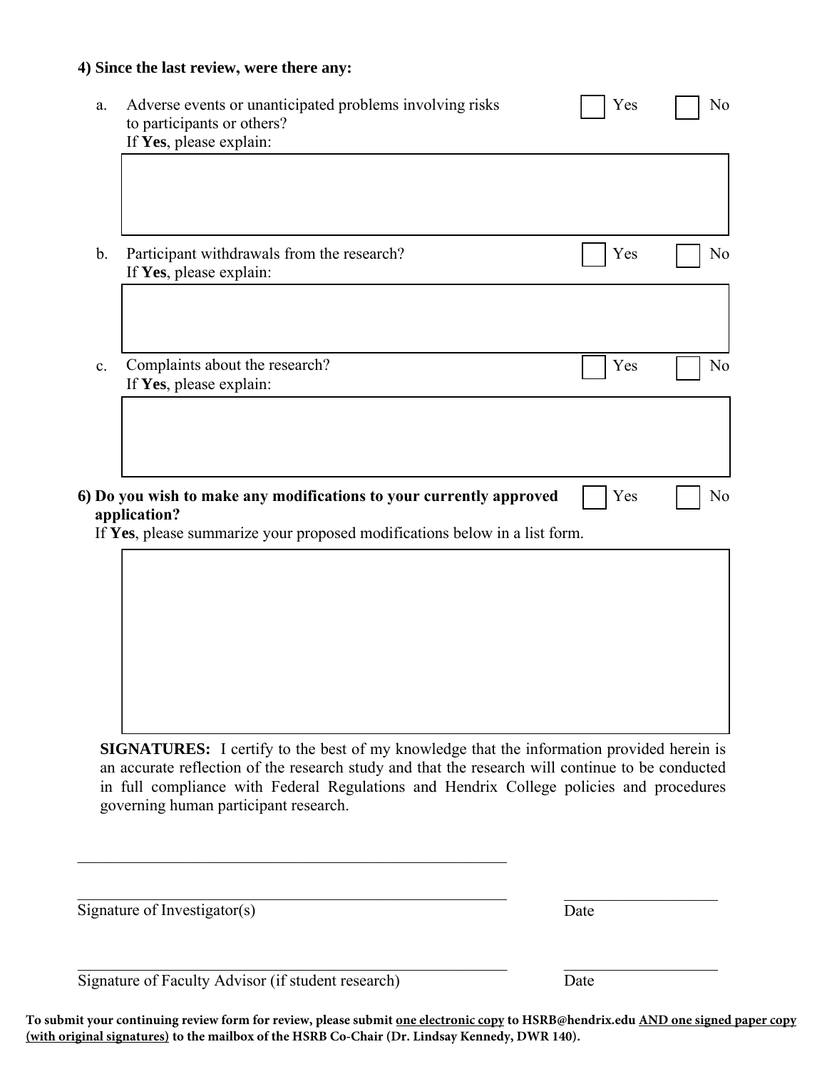**4) Since the last review, were there any:**

a. Adverse events or unanticipated problems involving risks to participants or others? ☐ Yes ☐ No
If **Yes**, please explain:

b. Participant withdrawals from the research? ☐ Yes ☐ No
If **Yes**, please explain:

c. Complaints about the research? ☐ Yes ☐ No
If **Yes**, please explain:

**6) Do you wish to make any modifications to your currently approved application?** ☐ Yes ☐ No
If **Yes**, please summarize your proposed modifications below in a list form.

**SIGNATURES:** I certify to the best of my knowledge that the information provided herein is an accurate reflection of the research study and that the research will continue to be conducted in full compliance with Federal Regulations and Hendrix College policies and procedures governing human participant research.

______________________________________________________

______________________________________________________ ____________________
Signature of Investigator(s) Date

______________________________________________________ ____________________
Signature of Faculty Advisor (if student research) Date

**To submit your continuing review form for review, please submit one electronic copy to HSRB@hendrix.edu AND one signed paper copy (with original signatures) to the mailbox of the HSRB Co-Chair (Dr. Lindsay Kennedy, DWR 140).**